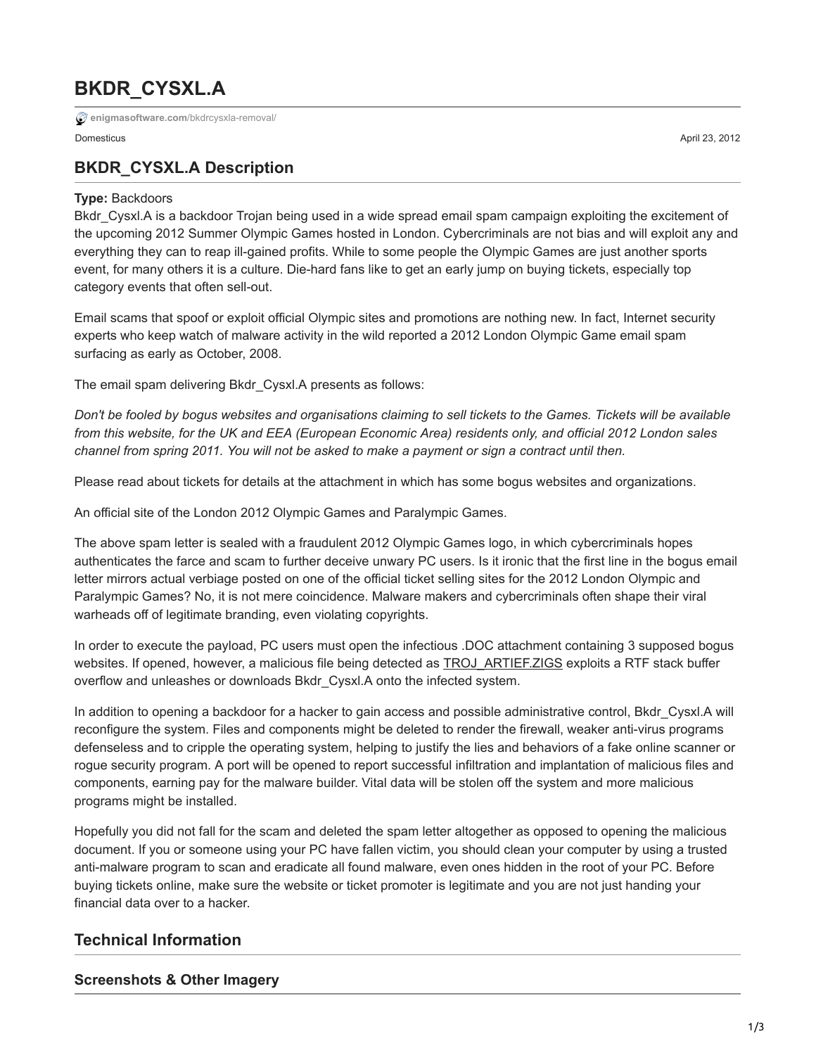# BKDR_CYSXL.A

enigmasoftware.com/bkdrcysxla-removal/

Domesticus

April 23, 2012

## BKDR_CYSXL.A Description

**Type:** Backdoors

Bkdr_Cysxl.A is a backdoor Trojan being used in a wide spread email spam campaign exploiting the excitement of the upcoming 2012 Summer Olympic Games hosted in London. Cybercriminals are not bias and will exploit any and everything they can to reap ill-gained profits. While to some people the Olympic Games are just another sports event, for many others it is a culture. Die-hard fans like to get an early jump on buying tickets, especially top category events that often sell-out.

Email scams that spoof or exploit official Olympic sites and promotions are nothing new. In fact, Internet security experts who keep watch of malware activity in the wild reported a 2012 London Olympic Game email spam surfacing as early as October, 2008.

The email spam delivering Bkdr_Cysxl.A presents as follows:

*Don't be fooled by bogus websites and organisations claiming to sell tickets to the Games. Tickets will be available from this website, for the UK and EEA (European Economic Area) residents only, and official 2012 London sales channel from spring 2011. You will not be asked to make a payment or sign a contract until then.*

Please read about tickets for details at the attachment in which has some bogus websites and organizations.

An official site of the London 2012 Olympic Games and Paralympic Games.

The above spam letter is sealed with a fraudulent 2012 Olympic Games logo, in which cybercriminals hopes authenticates the farce and scam to further deceive unwary PC users. Is it ironic that the first line in the bogus email letter mirrors actual verbiage posted on one of the official ticket selling sites for the 2012 London Olympic and Paralympic Games? No, it is not mere coincidence. Malware makers and cybercriminals often shape their viral warheads off of legitimate branding, even violating copyrights.

In order to execute the payload, PC users must open the infectious .DOC attachment containing 3 supposed bogus websites. If opened, however, a malicious file being detected as TROJ_ARTIEF.ZIGS exploits a RTF stack buffer overflow and unleashes or downloads Bkdr_Cysxl.A onto the infected system.

In addition to opening a backdoor for a hacker to gain access and possible administrative control, Bkdr_Cysxl.A will reconfigure the system. Files and components might be deleted to render the firewall, weaker anti-virus programs defenseless and to cripple the operating system, helping to justify the lies and behaviors of a fake online scanner or rogue security program. A port will be opened to report successful infiltration and implantation of malicious files and components, earning pay for the malware builder. Vital data will be stolen off the system and more malicious programs might be installed.

Hopefully you did not fall for the scam and deleted the spam letter altogether as opposed to opening the malicious document. If you or someone using your PC have fallen victim, you should clean your computer by using a trusted anti-malware program to scan and eradicate all found malware, even ones hidden in the root of your PC. Before buying tickets online, make sure the website or ticket promoter is legitimate and you are not just handing your financial data over to a hacker.

## Technical Information

### Screenshots & Other Imagery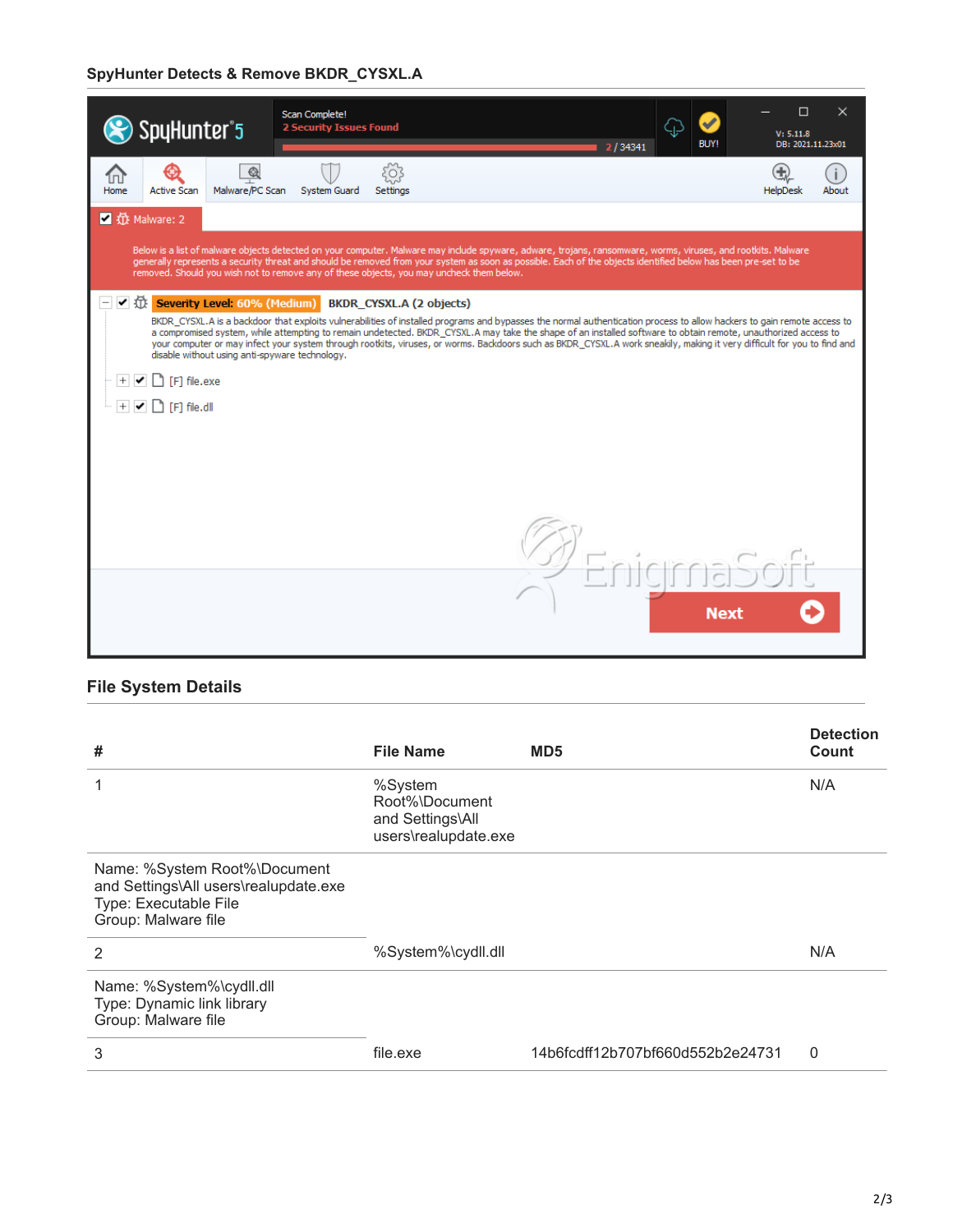### SpyHunter Detects & Remove BKDR_CYSXL.A

## File System Details

| # | File Name | MD5 | Detection Count |
|---|---|---|---|
| 1 | %System Root%\Document and Settings\All users\realupdate.exe | | N/A |
| Name: %System Root%\Document and Settings\All users\realupdate.exe<br>Type: Executable File<br>Group: Malware file | | | |
| 2 | %System%\cydll.dll | | N/A |
| Name: %System%\cydll.dll<br>Type: Dynamic link library<br>Group: Malware file | | | |
| 3 | file.exe | 14b6fcdff12b707bf660d552b2e24731 | 0 |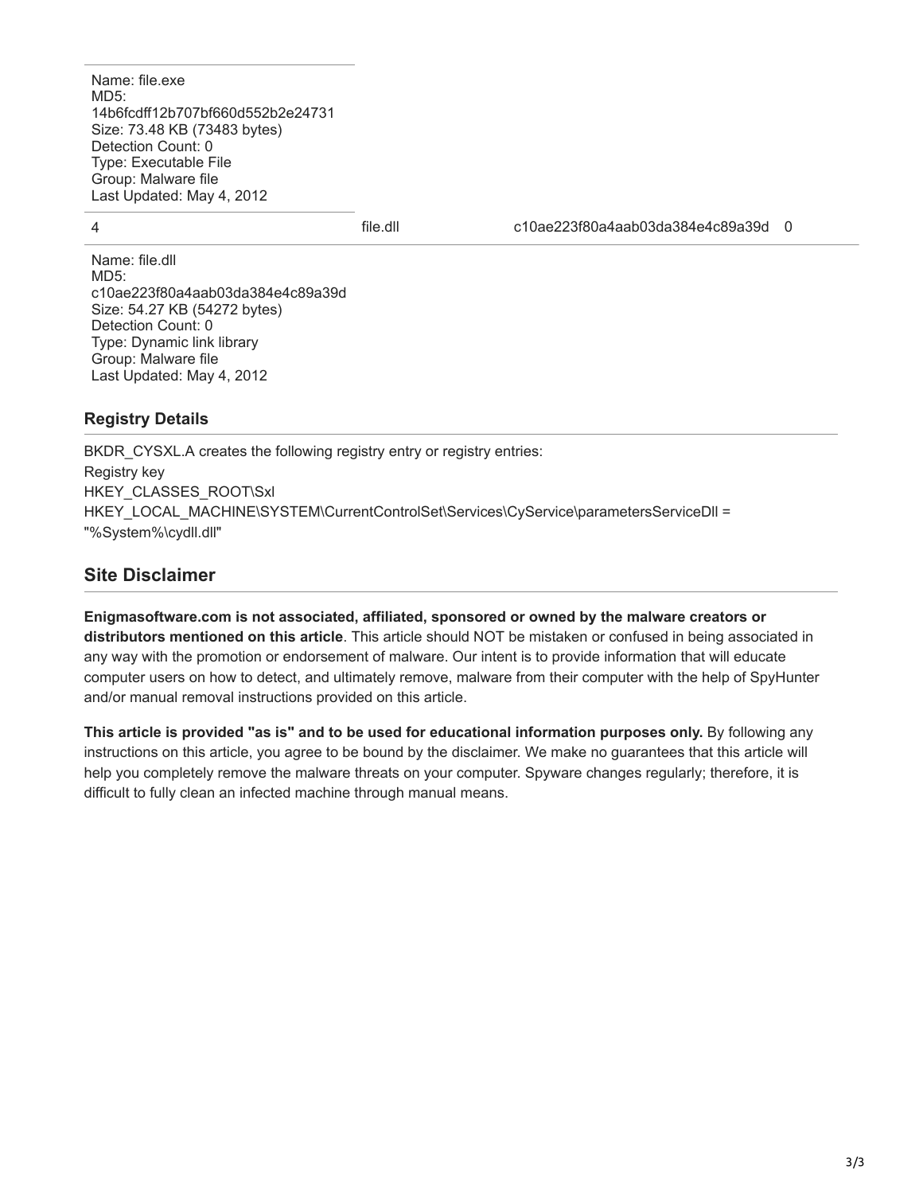Name: file.exe
MD5:
14b6fcdff12b707bf660d552b2e24731
Size: 73.48 KB (73483 bytes)
Detection Count: 0
Type: Executable File
Group: Malware file
Last Updated: May 4, 2012

| | | | |
|---|---|---|---|
| 4 | file.dll | c10ae223f80a4aab03da384e4c89a39d | 0 |

Name: file.dll
MD5:
c10ae223f80a4aab03da384e4c89a39d
Size: 54.27 KB (54272 bytes)
Detection Count: 0
Type: Dynamic link library
Group: Malware file
Last Updated: May 4, 2012

### Registry Details

BKDR_CYSXL.A creates the following registry entry or registry entries:
Registry key
HKEY_CLASSES_ROOT\Sxl
HKEY_LOCAL_MACHINE\SYSTEM\CurrentControlSet\Services\CyService\parametersServiceDll = "%System%\cydll.dll"

## Site Disclaimer

**Enigmasoftware.com is not associated, affiliated, sponsored or owned by the malware creators or distributors mentioned on this article**. This article should NOT be mistaken or confused in being associated in any way with the promotion or endorsement of malware. Our intent is to provide information that will educate computer users on how to detect, and ultimately remove, malware from their computer with the help of SpyHunter and/or manual removal instructions provided on this article.

**This article is provided "as is" and to be used for educational information purposes only.** By following any instructions on this article, you agree to be bound by the disclaimer. We make no guarantees that this article will help you completely remove the malware threats on your computer. Spyware changes regularly; therefore, it is difficult to fully clean an infected machine through manual means.